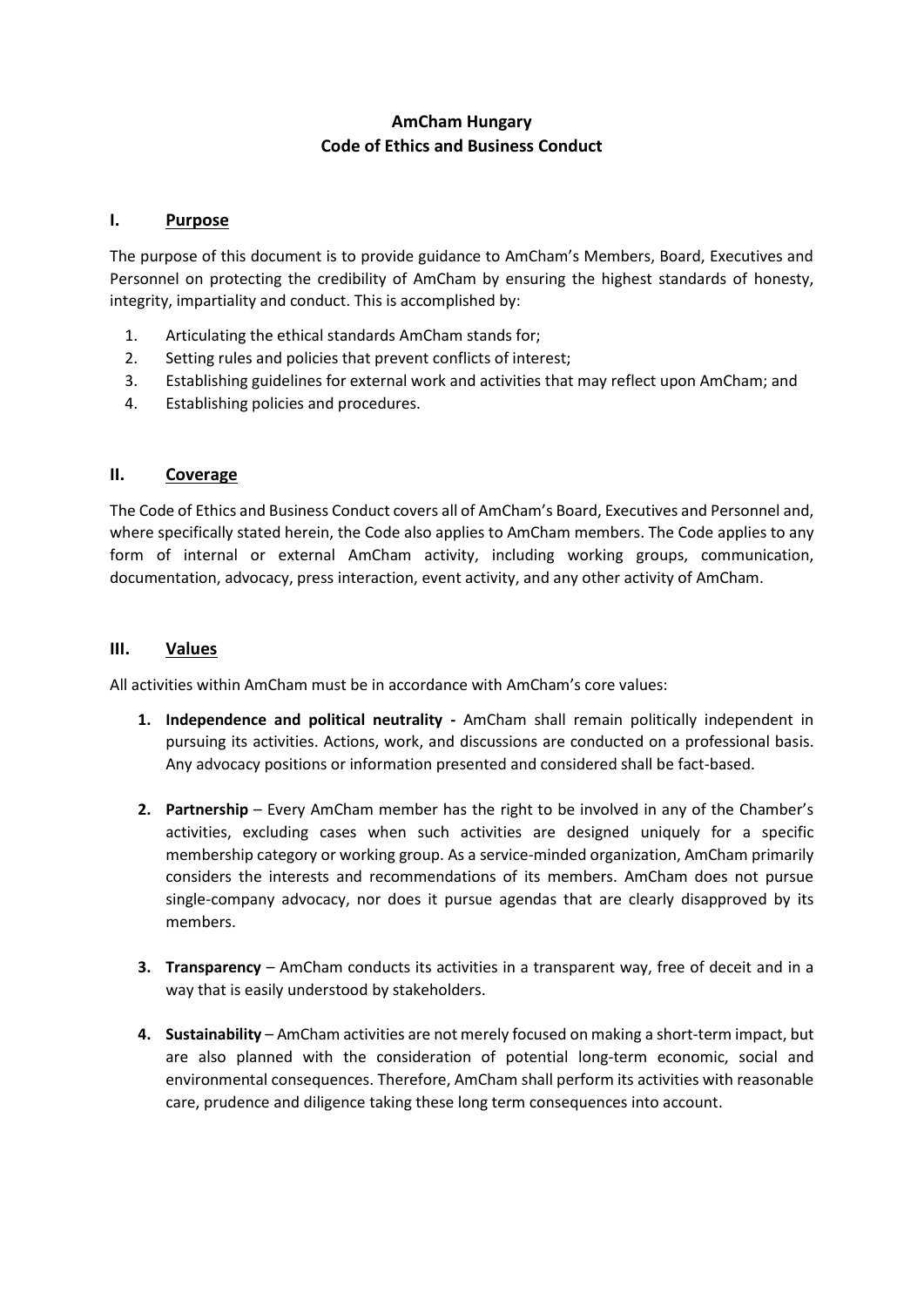# AmCham Hungary
# Code of Ethics and Business Conduct

## I. Purpose

The purpose of this document is to provide guidance to AmCham's Members, Board, Executives and Personnel on protecting the credibility of AmCham by ensuring the highest standards of honesty, integrity, impartiality and conduct. This is accomplished by:

1. Articulating the ethical standards AmCham stands for;
2. Setting rules and policies that prevent conflicts of interest;
3. Establishing guidelines for external work and activities that may reflect upon AmCham; and
4. Establishing policies and procedures.

## II. Coverage

The Code of Ethics and Business Conduct covers all of AmCham's Board, Executives and Personnel and, where specifically stated herein, the Code also applies to AmCham members. The Code applies to any form of internal or external AmCham activity, including working groups, communication, documentation, advocacy, press interaction, event activity, and any other activity of AmCham.

## III. Values

All activities within AmCham must be in accordance with AmCham's core values:

1. **Independence and political neutrality -** AmCham shall remain politically independent in pursuing its activities. Actions, work, and discussions are conducted on a professional basis. Any advocacy positions or information presented and considered shall be fact-based.

2. **Partnership** – Every AmCham member has the right to be involved in any of the Chamber's activities, excluding cases when such activities are designed uniquely for a specific membership category or working group. As a service-minded organization, AmCham primarily considers the interests and recommendations of its members. AmCham does not pursue single-company advocacy, nor does it pursue agendas that are clearly disapproved by its members.

3. **Transparency** – AmCham conducts its activities in a transparent way, free of deceit and in a way that is easily understood by stakeholders.

4. **Sustainability** – AmCham activities are not merely focused on making a short-term impact, but are also planned with the consideration of potential long-term economic, social and environmental consequences. Therefore, AmCham shall perform its activities with reasonable care, prudence and diligence taking these long term consequences into account.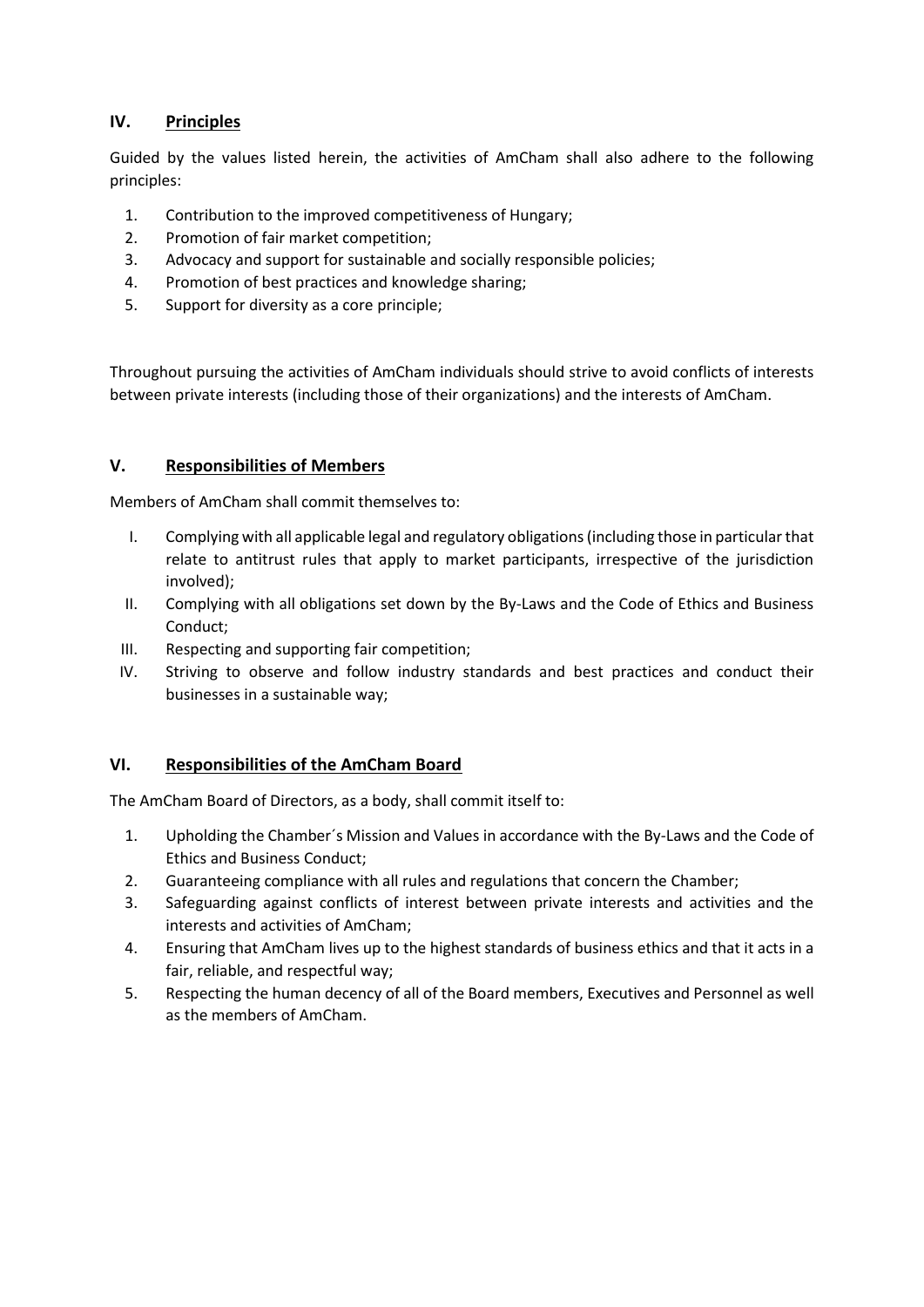## IV. Principles

Guided by the values listed herein, the activities of AmCham shall also adhere to the following principles:

1. Contribution to the improved competitiveness of Hungary;
2. Promotion of fair market competition;
3. Advocacy and support for sustainable and socially responsible policies;
4. Promotion of best practices and knowledge sharing;
5. Support for diversity as a core principle;

Throughout pursuing the activities of AmCham individuals should strive to avoid conflicts of interests between private interests (including those of their organizations) and the interests of AmCham.

## V. Responsibilities of Members

Members of AmCham shall commit themselves to:

I. Complying with all applicable legal and regulatory obligations (including those in particular that relate to antitrust rules that apply to market participants, irrespective of the jurisdiction involved);

II. Complying with all obligations set down by the By-Laws and the Code of Ethics and Business Conduct;

III. Respecting and supporting fair competition;

IV. Striving to observe and follow industry standards and best practices and conduct their businesses in a sustainable way;

## VI. Responsibilities of the AmCham Board

The AmCham Board of Directors, as a body, shall commit itself to:

1. Upholding the Chamber´s Mission and Values in accordance with the By-Laws and the Code of Ethics and Business Conduct;
2. Guaranteeing compliance with all rules and regulations that concern the Chamber;
3. Safeguarding against conflicts of interest between private interests and activities and the interests and activities of AmCham;
4. Ensuring that AmCham lives up to the highest standards of business ethics and that it acts in a fair, reliable, and respectful way;
5. Respecting the human decency of all of the Board members, Executives and Personnel as well as the members of AmCham.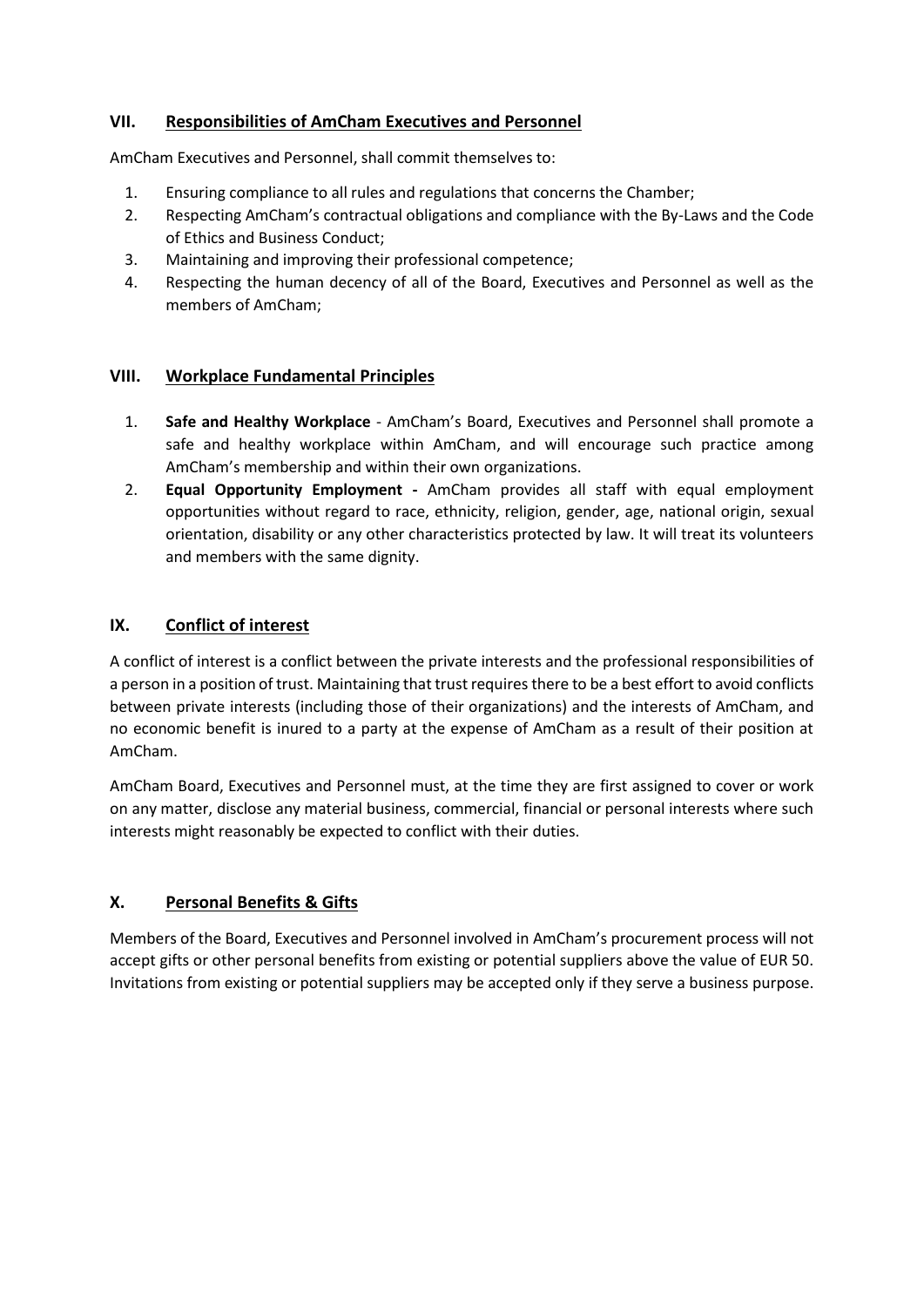## VII. Responsibilities of AmCham Executives and Personnel

AmCham Executives and Personnel, shall commit themselves to:

1. Ensuring compliance to all rules and regulations that concerns the Chamber;
2. Respecting AmCham's contractual obligations and compliance with the By-Laws and the Code of Ethics and Business Conduct;
3. Maintaining and improving their professional competence;
4. Respecting the human decency of all of the Board, Executives and Personnel as well as the members of AmCham;

## VIII. Workplace Fundamental Principles

1. **Safe and Healthy Workplace** - AmCham's Board, Executives and Personnel shall promote a safe and healthy workplace within AmCham, and will encourage such practice among AmCham's membership and within their own organizations.
2. **Equal Opportunity Employment -** AmCham provides all staff with equal employment opportunities without regard to race, ethnicity, religion, gender, age, national origin, sexual orientation, disability or any other characteristics protected by law. It will treat its volunteers and members with the same dignity.

## IX. Conflict of interest

A conflict of interest is a conflict between the private interests and the professional responsibilities of a person in a position of trust. Maintaining that trust requires there to be a best effort to avoid conflicts between private interests (including those of their organizations) and the interests of AmCham, and no economic benefit is inured to a party at the expense of AmCham as a result of their position at AmCham.

AmCham Board, Executives and Personnel must, at the time they are first assigned to cover or work on any matter, disclose any material business, commercial, financial or personal interests where such interests might reasonably be expected to conflict with their duties.

## X. Personal Benefits & Gifts

Members of the Board, Executives and Personnel involved in AmCham's procurement process will not accept gifts or other personal benefits from existing or potential suppliers above the value of EUR 50. Invitations from existing or potential suppliers may be accepted only if they serve a business purpose.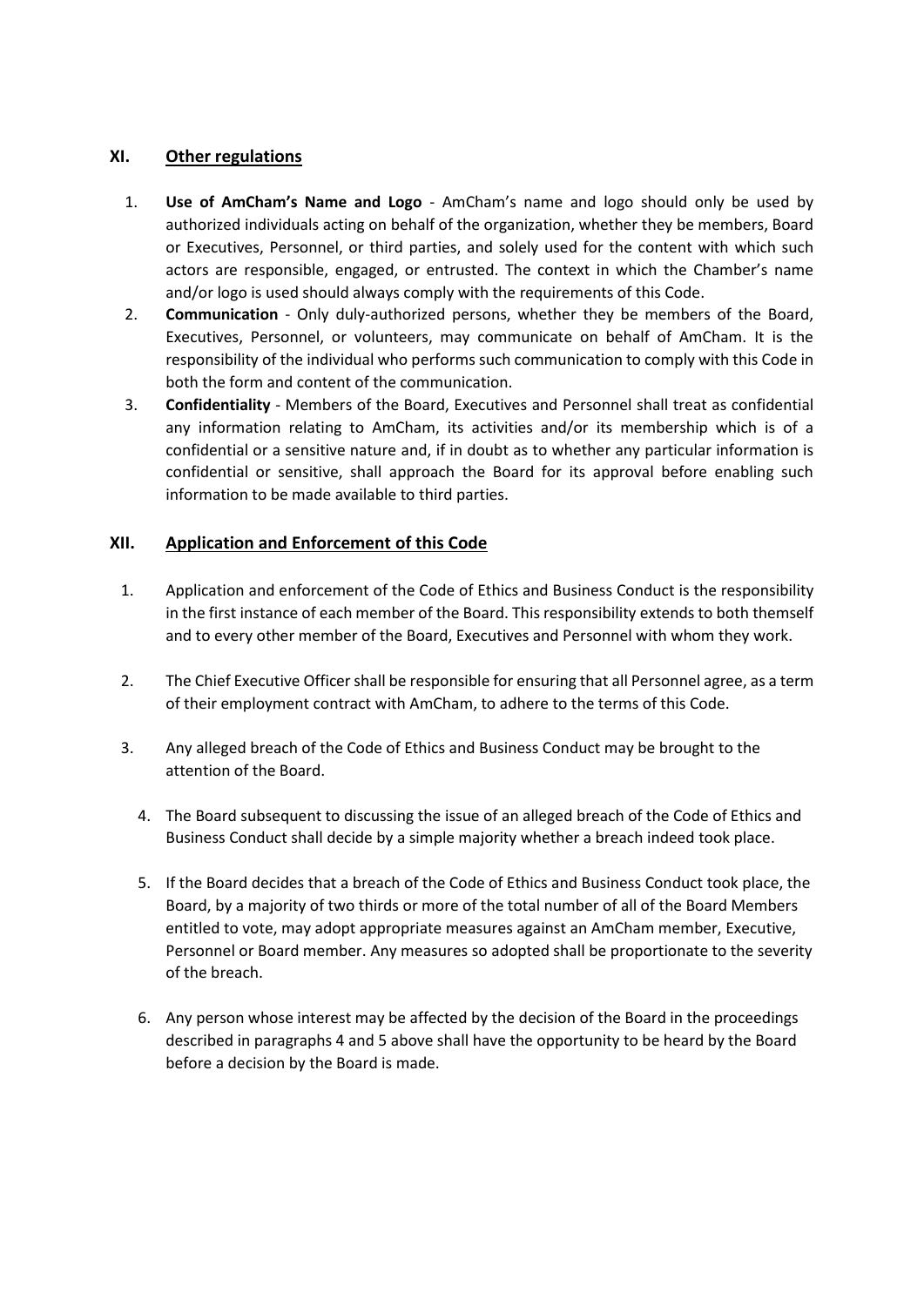## XI. Other regulations

1. **Use of AmCham's Name and Logo** - AmCham's name and logo should only be used by authorized individuals acting on behalf of the organization, whether they be members, Board or Executives, Personnel, or third parties, and solely used for the content with which such actors are responsible, engaged, or entrusted. The context in which the Chamber's name and/or logo is used should always comply with the requirements of this Code.
2. **Communication** - Only duly-authorized persons, whether they be members of the Board, Executives, Personnel, or volunteers, may communicate on behalf of AmCham. It is the responsibility of the individual who performs such communication to comply with this Code in both the form and content of the communication.
3. **Confidentiality** - Members of the Board, Executives and Personnel shall treat as confidential any information relating to AmCham, its activities and/or its membership which is of a confidential or a sensitive nature and, if in doubt as to whether any particular information is confidential or sensitive, shall approach the Board for its approval before enabling such information to be made available to third parties.

## XII. Application and Enforcement of this Code

1. Application and enforcement of the Code of Ethics and Business Conduct is the responsibility in the first instance of each member of the Board. This responsibility extends to both themself and to every other member of the Board, Executives and Personnel with whom they work.

2. The Chief Executive Officer shall be responsible for ensuring that all Personnel agree, as a term of their employment contract with AmCham, to adhere to the terms of this Code.

3. Any alleged breach of the Code of Ethics and Business Conduct may be brought to the attention of the Board.

4. The Board subsequent to discussing the issue of an alleged breach of the Code of Ethics and Business Conduct shall decide by a simple majority whether a breach indeed took place.

5. If the Board decides that a breach of the Code of Ethics and Business Conduct took place, the Board, by a majority of two thirds or more of the total number of all of the Board Members entitled to vote, may adopt appropriate measures against an AmCham member, Executive, Personnel or Board member. Any measures so adopted shall be proportionate to the severity of the breach.

6. Any person whose interest may be affected by the decision of the Board in the proceedings described in paragraphs 4 and 5 above shall have the opportunity to be heard by the Board before a decision by the Board is made.